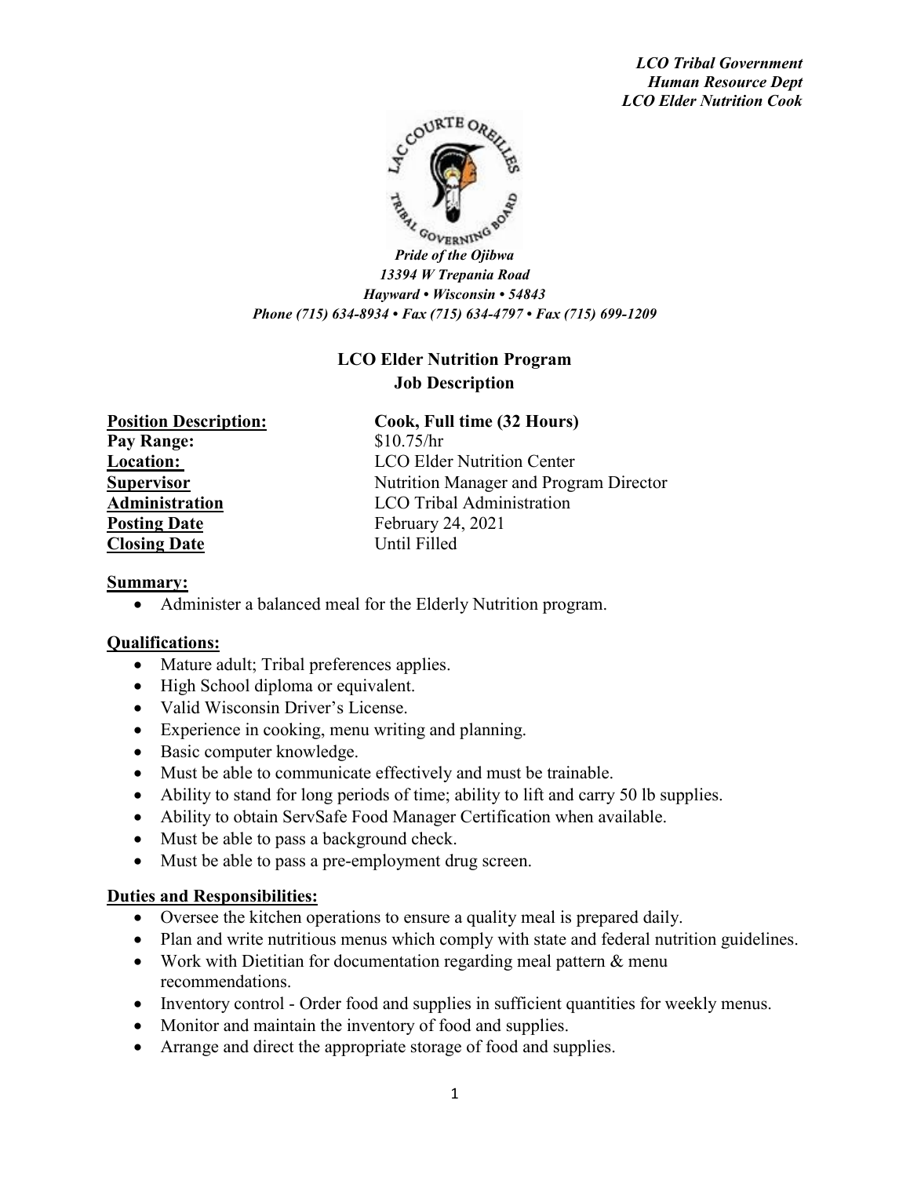*LCO Tribal Government*
***Human Resource Dept***
***LCO Elder Nutrition Cook***

***Pride of the Ojibwa***
***13394 W Trepania Road***
***Hayward • Wisconsin • 54843***
***Phone (715) 634-8934 • Fax (715) 634-4797 • Fax (715) 699-1209***

## LCO Elder Nutrition Program
## Job Description

| | |
|---|---|
| **Position Description:** | **Cook, Full time (32 Hours)** |
| **Pay Range:** | $10.75/hr |
| **Location:** | LCO Elder Nutrition Center |
| **Supervisor** | Nutrition Manager and Program Director |
| **Administration** | LCO Tribal Administration |
| **Posting Date** | February 24, 2021 |
| **Closing Date** | Until Filled |

**Summary:**

- Administer a balanced meal for the Elderly Nutrition program.

**Qualifications:**

- Mature adult; Tribal preferences applies.
- High School diploma or equivalent.
- Valid Wisconsin Driver's License.
- Experience in cooking, menu writing and planning.
- Basic computer knowledge.
- Must be able to communicate effectively and must be trainable.
- Ability to stand for long periods of time; ability to lift and carry 50 lb supplies.
- Ability to obtain ServSafe Food Manager Certification when available.
- Must be able to pass a background check.
- Must be able to pass a pre-employment drug screen.

**Duties and Responsibilities:**

- Oversee the kitchen operations to ensure a quality meal is prepared daily.
- Plan and write nutritious menus which comply with state and federal nutrition guidelines.
- Work with Dietitian for documentation regarding meal pattern & menu recommendations.
- Inventory control - Order food and supplies in sufficient quantities for weekly menus.
- Monitor and maintain the inventory of food and supplies.
- Arrange and direct the appropriate storage of food and supplies.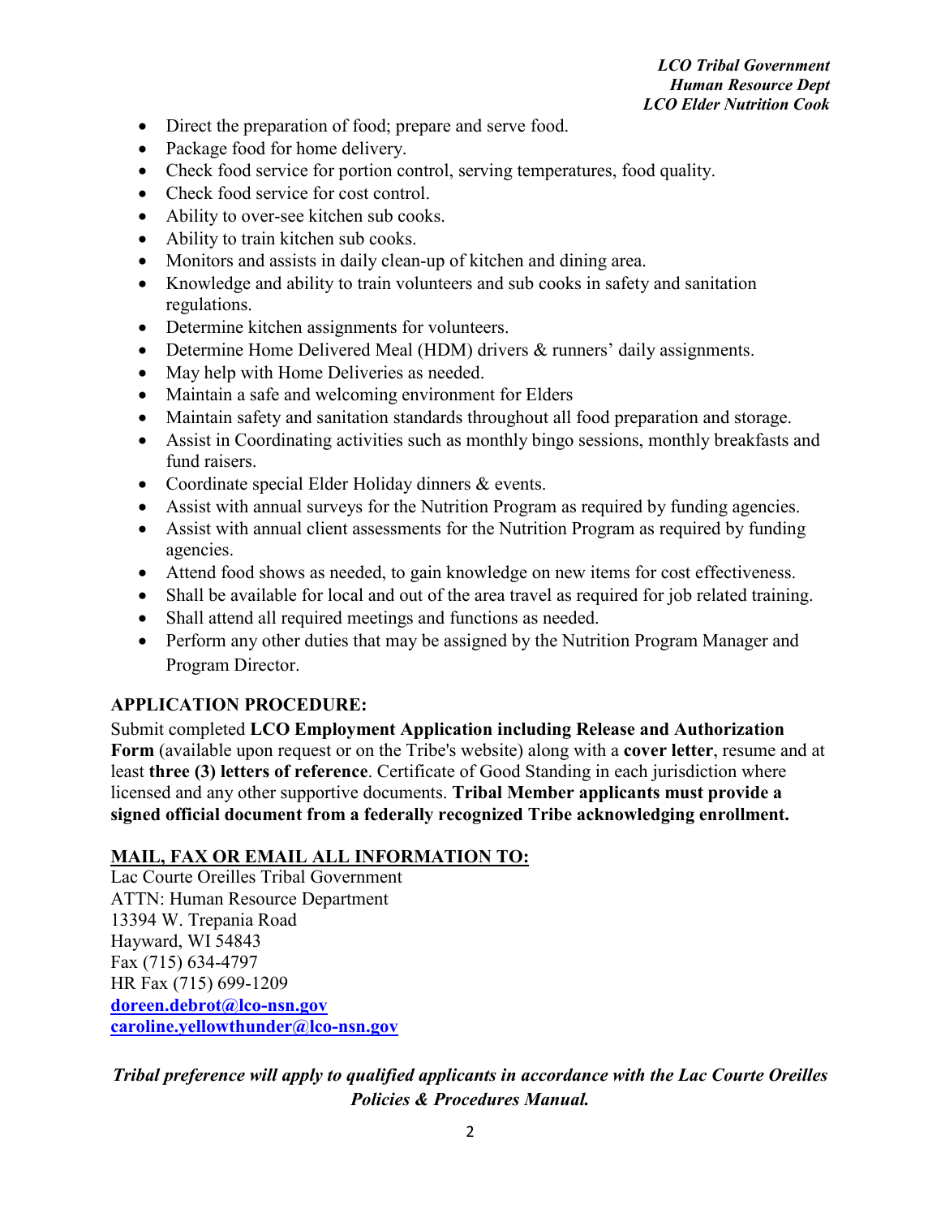- Direct the preparation of food; prepare and serve food.
- Package food for home delivery.
- Check food service for portion control, serving temperatures, food quality.
- Check food service for cost control.
- Ability to over-see kitchen sub cooks.
- Ability to train kitchen sub cooks.
- Monitors and assists in daily clean-up of kitchen and dining area.
- Knowledge and ability to train volunteers and sub cooks in safety and sanitation regulations.
- Determine kitchen assignments for volunteers.
- Determine Home Delivered Meal (HDM) drivers & runners' daily assignments.
- May help with Home Deliveries as needed.
- Maintain a safe and welcoming environment for Elders
- Maintain safety and sanitation standards throughout all food preparation and storage.
- Assist in Coordinating activities such as monthly bingo sessions, monthly breakfasts and fund raisers.
- Coordinate special Elder Holiday dinners & events.
- Assist with annual surveys for the Nutrition Program as required by funding agencies.
- Assist with annual client assessments for the Nutrition Program as required by funding agencies.
- Attend food shows as needed, to gain knowledge on new items for cost effectiveness.
- Shall be available for local and out of the area travel as required for job related training.
- Shall attend all required meetings and functions as needed.
- Perform any other duties that may be assigned by the Nutrition Program Manager and Program Director.

**APPLICATION PROCEDURE:**

Submit completed **LCO Employment Application including Release and Authorization Form** (available upon request or on the Tribe's website) along with a **cover letter**, resume and at least **three (3) letters of reference**. Certificate of Good Standing in each jurisdiction where licensed and any other supportive documents. **Tribal Member applicants must provide a signed official document from a federally recognized Tribe acknowledging enrollment.**

**MAIL, FAX OR EMAIL ALL INFORMATION TO:**

Lac Courte Oreilles Tribal Government
ATTN: Human Resource Department
13394 W. Trepania Road
Hayward, WI 54843
Fax (715) 634-4797
HR Fax (715) 699-1209
**doreen.debrot@lco-nsn.gov**
**caroline.yellowthunder@lco-nsn.gov**

***Tribal preference will apply to qualified applicants in accordance with the Lac Courte Oreilles Policies & Procedures Manual.***